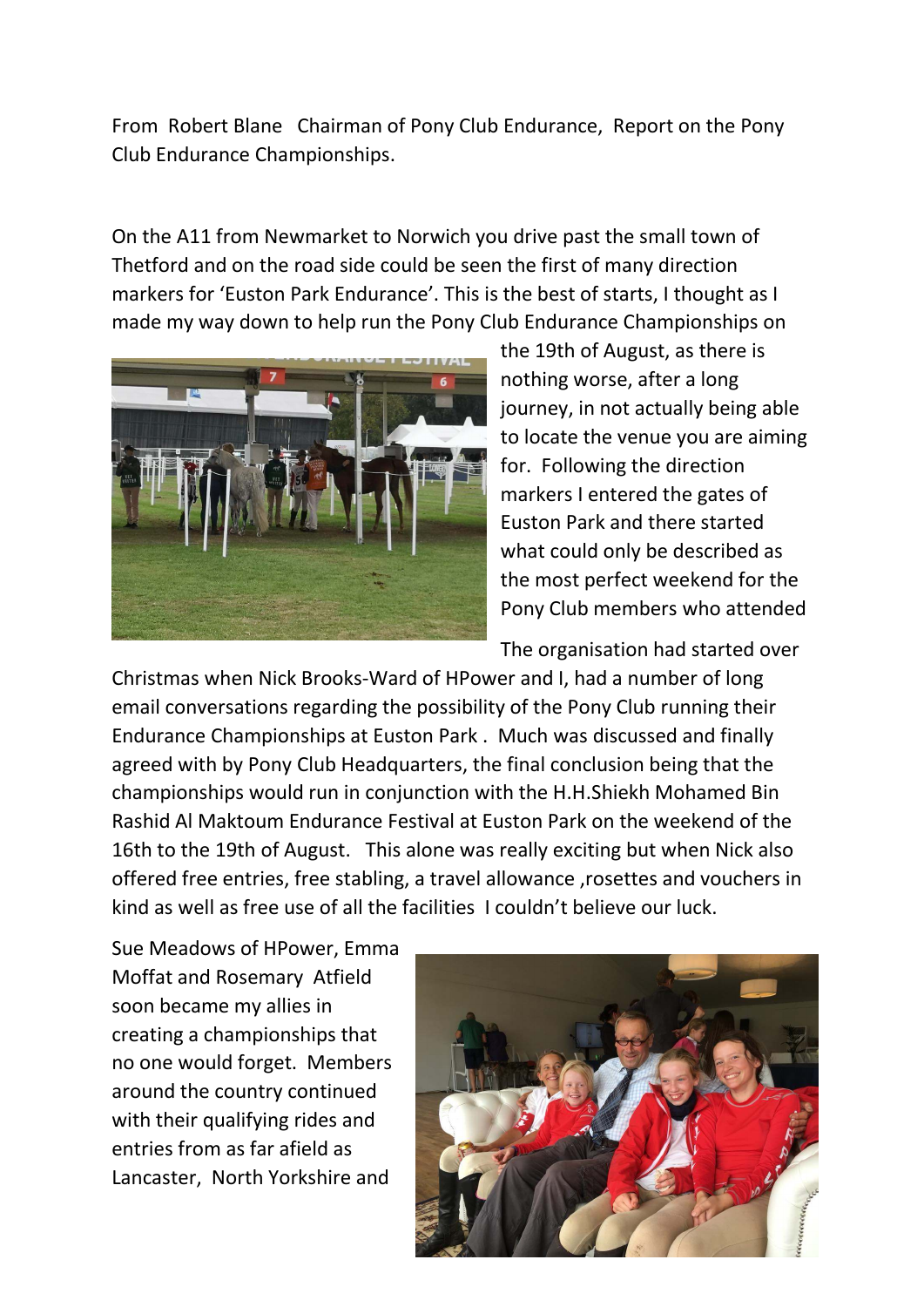From Robert Blane Chairman of Pony Club Endurance, Report on the Pony Club Endurance Championships.

On the A11 from Newmarket to Norwich you drive past the small town of Thetford and on the road side could be seen the first of many direction markers for 'Euston Park Endurance'. This is the best of starts, I thought as I made my way down to help run the Pony Club Endurance Championships on the 19th of August, as there is nothing worse, after a long journey, in not actually being able to locate the venue you are aiming for. Following the direction markers I entered the gates of Euston Park and there started what could only be described as the most perfect weekend for the Pony Club members who attended

The organisation had started over Christmas when Nick Brooks-Ward of HPower and I, had a number of long email conversations regarding the possibility of the Pony Club running their Endurance Championships at Euston Park . Much was discussed and finally agreed with by Pony Club Headquarters, the final conclusion being that the championships would run in conjunction with the H.H.Shiekh Mohamed Bin Rashid Al Maktoum Endurance Festival at Euston Park on the weekend of the 16th to the 19th of August. This alone was really exciting but when Nick also offered free entries, free stabling, a travel allowance ,rosettes and vouchers in kind as well as free use of all the facilities I couldn't believe our luck.

Sue Meadows of HPower, Emma Moffat and Rosemary Atfield soon became my allies in creating a championships that no one would forget. Members around the country continued with their qualifying rides and entries from as far afield as Lancaster, North Yorkshire and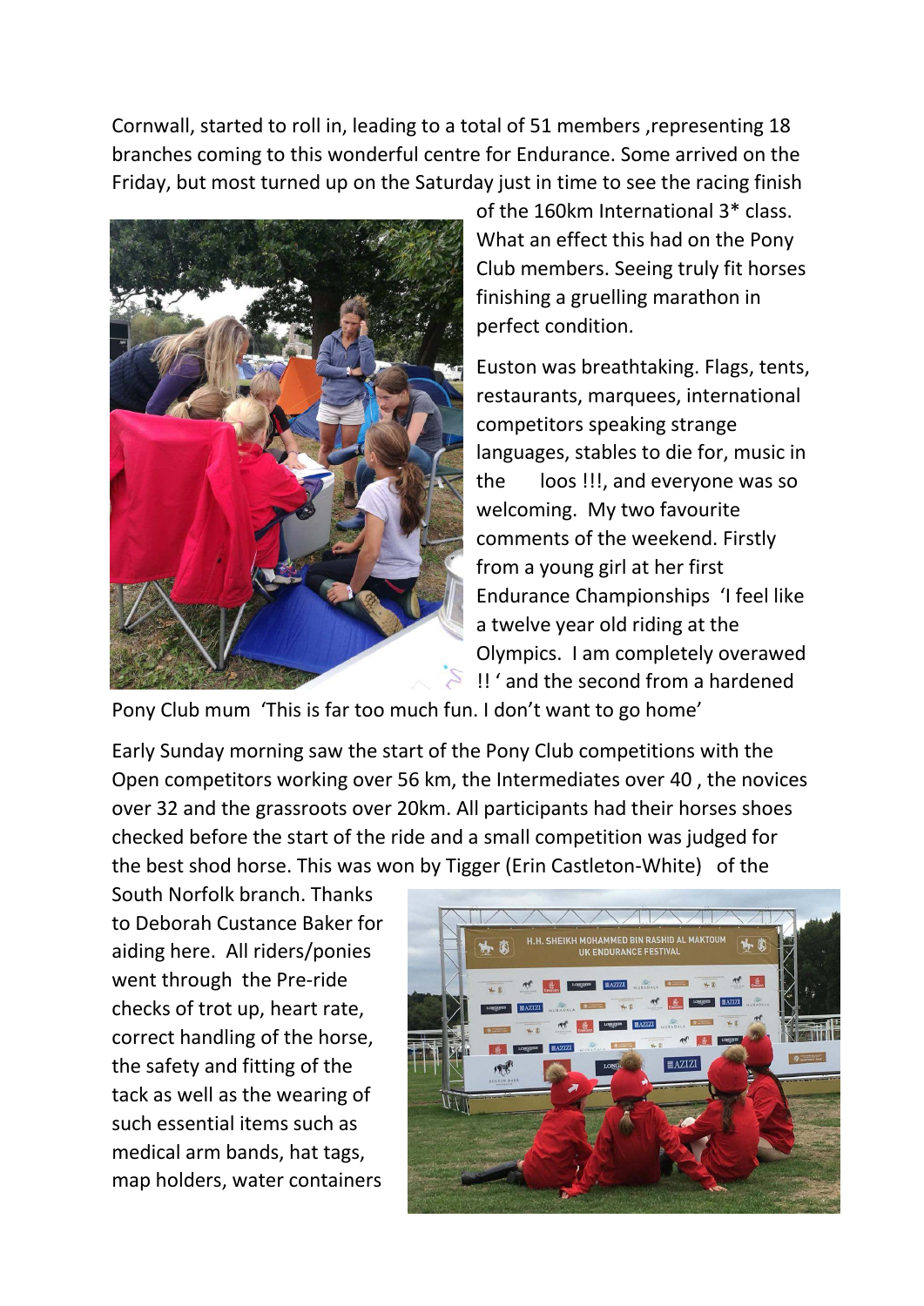Cornwall, started to roll in, leading to a total of 51 members ,representing 18 branches coming to this wonderful centre for Endurance. Some arrived on the Friday, but most turned up on the Saturday just in time to see the racing finish of the 160km International 3* class. What an effect this had on the Pony Club members. Seeing truly fit horses finishing a gruelling marathon in perfect condition.

Euston was breathtaking. Flags, tents, restaurants, marquees, international competitors speaking strange languages, stables to die for, music in the loos !!!, and everyone was so welcoming. My two favourite comments of the weekend. Firstly from a young girl at her first Endurance Championships 'I feel like a twelve year old riding at the Olympics. I am completely overawed !! ' and the second from a hardened Pony Club mum 'This is far too much fun. I don't want to go home'

Early Sunday morning saw the start of the Pony Club competitions with the Open competitors working over 56 km, the Intermediates over 40 , the novices over 32 and the grassroots over 20km. All participants had their horses shoes checked before the start of the ride and a small competition was judged for the best shod horse. This was won by Tigger (Erin Castleton-White) of the South Norfolk branch. Thanks to Deborah Custance Baker for aiding here. All riders/ponies went through the Pre-ride checks of trot up, heart rate, correct handling of the horse, the safety and fitting of the tack as well as the wearing of such essential items such as medical arm bands, hat tags, map holders, water containers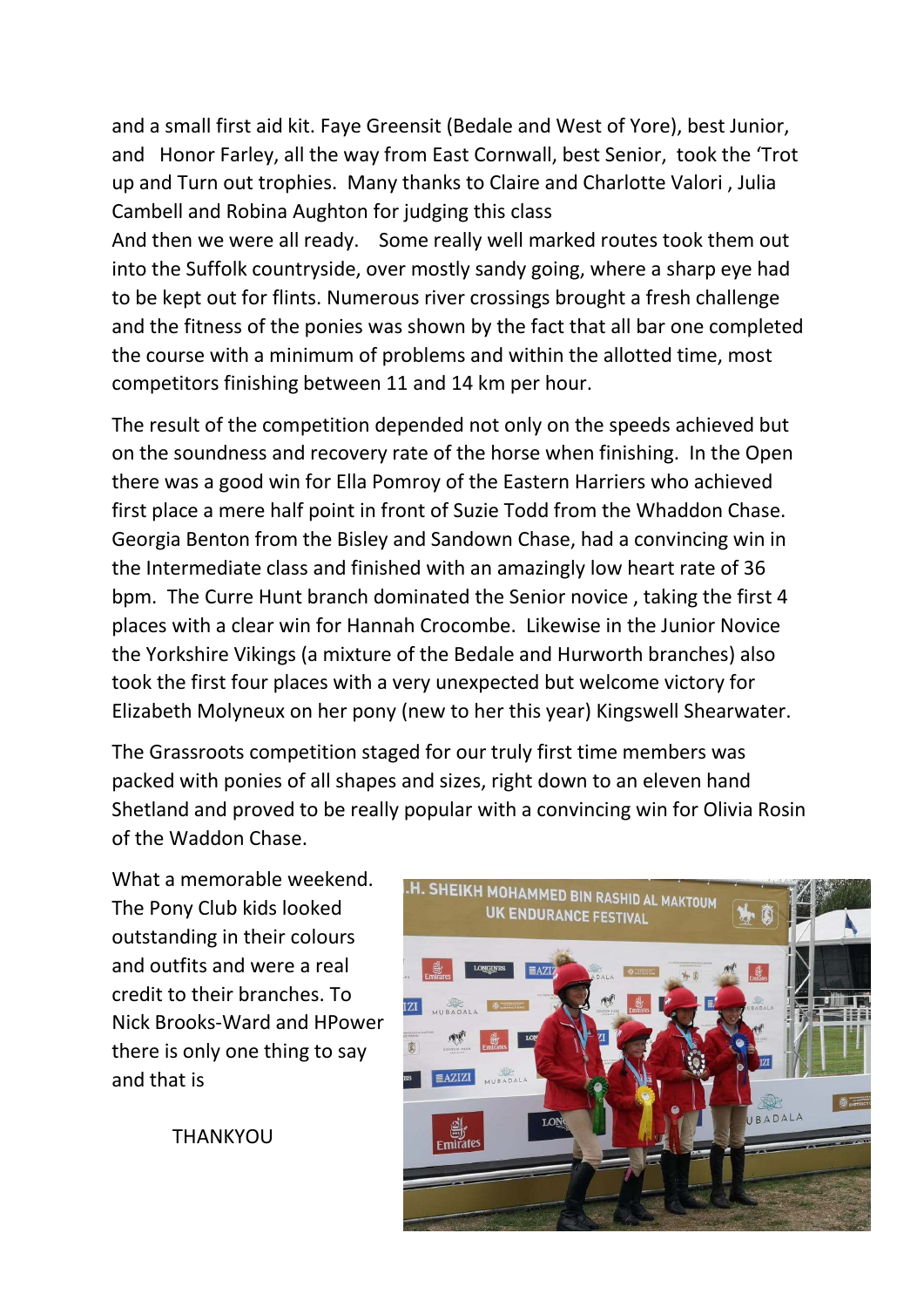and a small first aid kit. Faye Greensit (Bedale and West of Yore), best Junior, and Honor Farley, all the way from East Cornwall, best Senior, took the 'Trot up and Turn out trophies. Many thanks to Claire and Charlotte Valori , Julia Cambell and Robina Aughton for judging this class

And then we were all ready. Some really well marked routes took them out into the Suffolk countryside, over mostly sandy going, where a sharp eye had to be kept out for flints. Numerous river crossings brought a fresh challenge and the fitness of the ponies was shown by the fact that all bar one completed the course with a minimum of problems and within the allotted time, most competitors finishing between 11 and 14 km per hour.

The result of the competition depended not only on the speeds achieved but on the soundness and recovery rate of the horse when finishing. In the Open there was a good win for Ella Pomroy of the Eastern Harriers who achieved first place a mere half point in front of Suzie Todd from the Whaddon Chase. Georgia Benton from the Bisley and Sandown Chase, had a convincing win in the Intermediate class and finished with an amazingly low heart rate of 36 bpm. The Curre Hunt branch dominated the Senior novice , taking the first 4 places with a clear win for Hannah Crocombe. Likewise in the Junior Novice the Yorkshire Vikings (a mixture of the Bedale and Hurworth branches) also took the first four places with a very unexpected but welcome victory for Elizabeth Molyneux on her pony (new to her this year) Kingswell Shearwater.

The Grassroots competition staged for our truly first time members was packed with ponies of all shapes and sizes, right down to an eleven hand Shetland and proved to be really popular with a convincing win for Olivia Rosin of the Waddon Chase.

What a memorable weekend. The Pony Club kids looked outstanding in their colours and outfits and were a real credit to their branches. To Nick Brooks-Ward and HPower there is only one thing to say and that is

THANKYOU